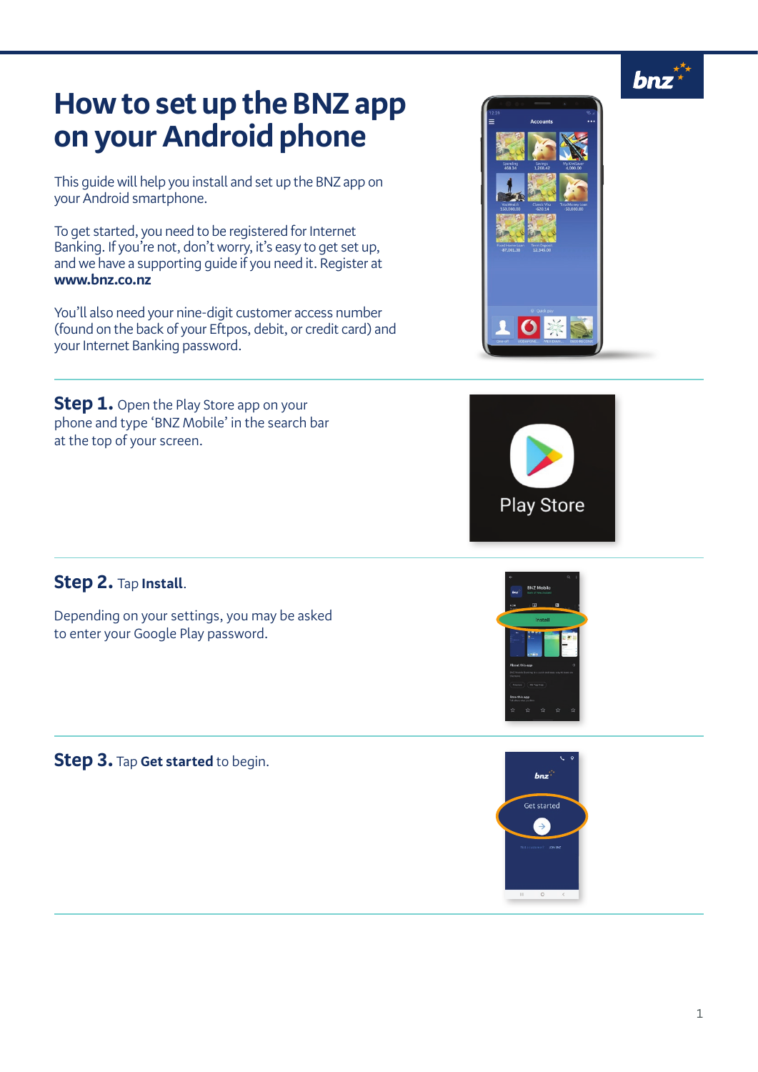# How to set up the BNZ app on your Android phone

This guide will help you install and set up the BNZ app on your Android smartphone.

To get started, you need to be registered for Internet Banking. If you're not, don't worry, it's easy to get set up, and we have a supporting guide if you need it. Register at **www.bnz.co.nz**

You'll also need your nine-digit customer access number (found on the back of your Eftpos, debit, or credit card) and your Internet Banking password.

**Step 1.** Open the Play Store app on your phone and type 'BNZ Mobile' in the search bar at the top of your screen.

**Step 2.** Tap **Install**.

Depending on your settings, you may be asked to enter your Google Play password.

**Step 3.** Tap **Get started** to begin.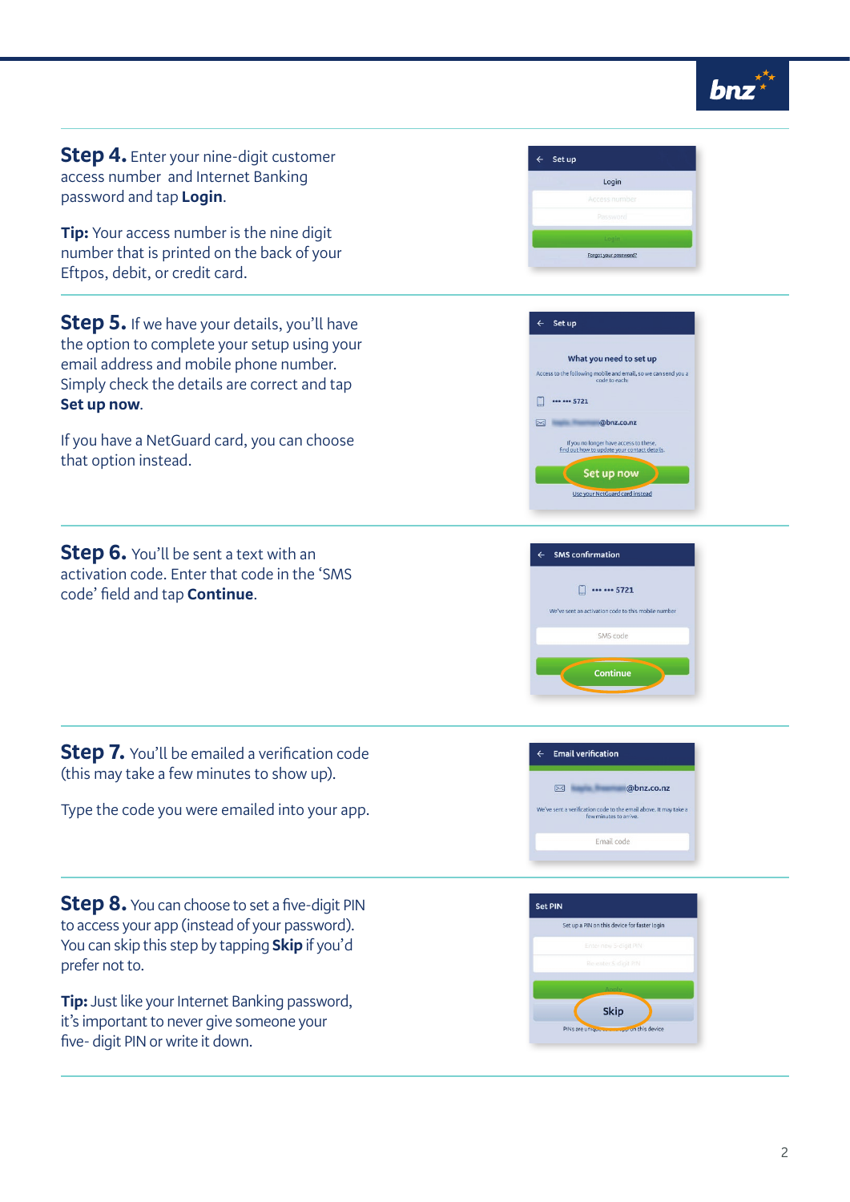**Step 4.** Enter your nine-digit customer access number and Internet Banking password and tap **Login**.

**Tip:** Your access number is the nine digit number that is printed on the back of your Eftpos, debit, or credit card.

**Step 5.** If we have your details, you'll have the option to complete your setup using your email address and mobile phone number. Simply check the details are correct and tap **Set up now**.

If you have a NetGuard card, you can choose that option instead.

**Step 6.** You'll be sent a text with an activation code. Enter that code in the 'SMS code' field and tap **Continue**.

**Step 7.** You'll be emailed a verification code (this may take a few minutes to show up).

Type the code you were emailed into your app.

**Step 8.** You can choose to set a five-digit PIN to access your app (instead of your password). You can skip this step by tapping **Skip** if you'd prefer not to.

**Tip:** Just like your Internet Banking password, it's important to never give someone your five- digit PIN or write it down.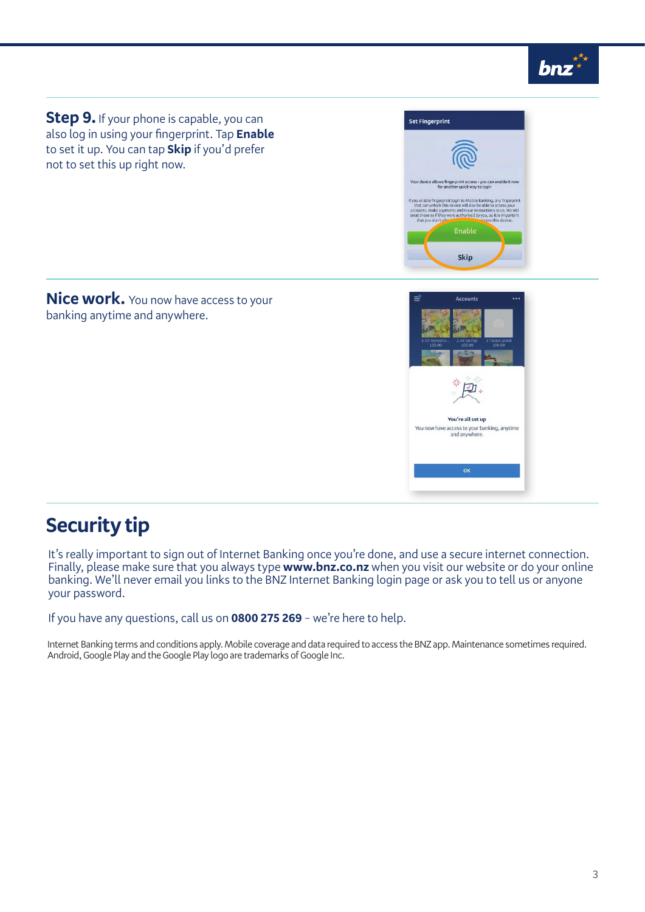**Step 9.** If your phone is capable, you can also log in using your fingerprint. Tap **Enable** to set it up. You can tap **Skip** if you'd prefer not to set this up right now.

**Nice work.** You now have access to your banking anytime and anywhere.

## Security tip

It's really important to sign out of Internet Banking once you're done, and use a secure internet connection. Finally, please make sure that you always type **www.bnz.co.nz** when you visit our website or do your online banking. We'll never email you links to the BNZ Internet Banking login page or ask you to tell us or anyone your password.

If you have any questions, call us on **0800 275 269** – we're here to help.

Internet Banking terms and conditions apply. Mobile coverage and data required to access the BNZ app. Maintenance sometimes required. Android, Google Play and the Google Play logo are trademarks of Google Inc.